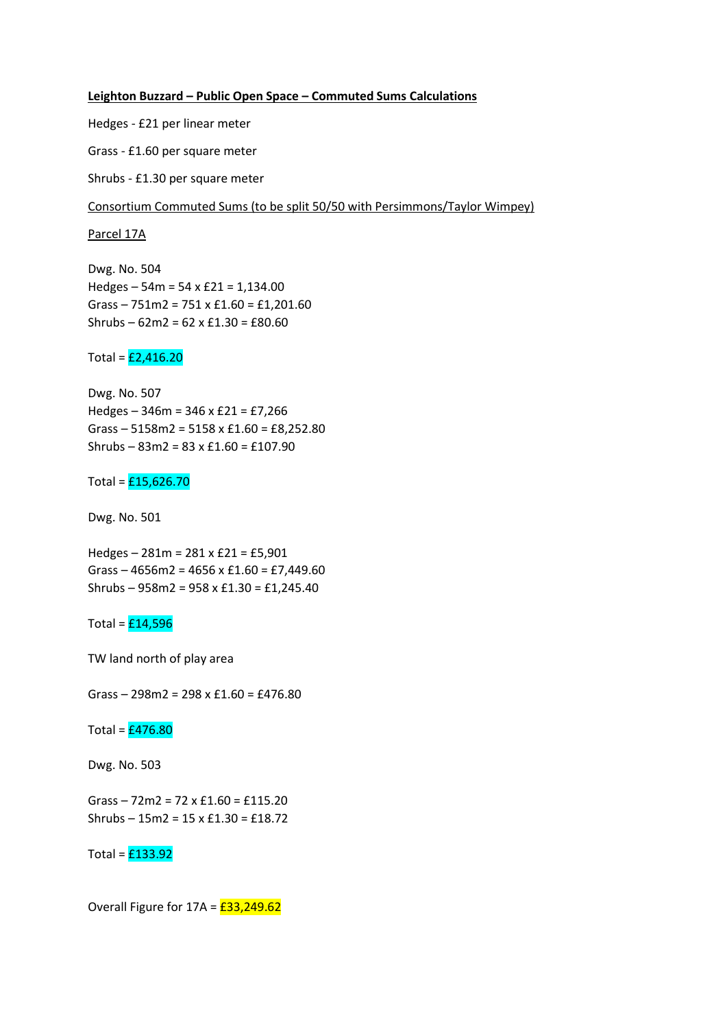**Leighton Buzzard – Public Open Space – Commuted Sums Calculations**

Hedges - £21 per linear meter

Grass - £1.60 per square meter

Shrubs - £1.30 per square meter

Consortium Commuted Sums (to be split 50/50 with Persimmons/Taylor Wimpey)

Parcel 17A

Dwg. No. 504
Hedges – 54m = 54 x £21 = 1,134.00
Grass – 751m2 = 751 x £1.60 = £1,201.60
Shrubs – 62m2 = 62 x £1.30 = £80.60

Total = £2,416.20

Dwg. No. 507
Hedges – 346m = 346 x £21 = £7,266
Grass – 5158m2 = 5158 x £1.60 = £8,252.80
Shrubs – 83m2 = 83 x £1.60 = £107.90

Total = £15,626.70

Dwg. No. 501

Hedges – 281m = 281 x £21 = £5,901
Grass – 4656m2 = 4656 x £1.60 = £7,449.60
Shrubs – 958m2 = 958 x £1.30 = £1,245.40

Total = £14,596

TW land north of play area

Grass – 298m2 = 298 x £1.60 = £476.80

Total = £476.80

Dwg. No. 503

Grass – 72m2 = 72 x £1.60 = £115.20
Shrubs – 15m2 = 15 x £1.30 = £18.72

Total = £133.92

Overall Figure for 17A = £33,249.62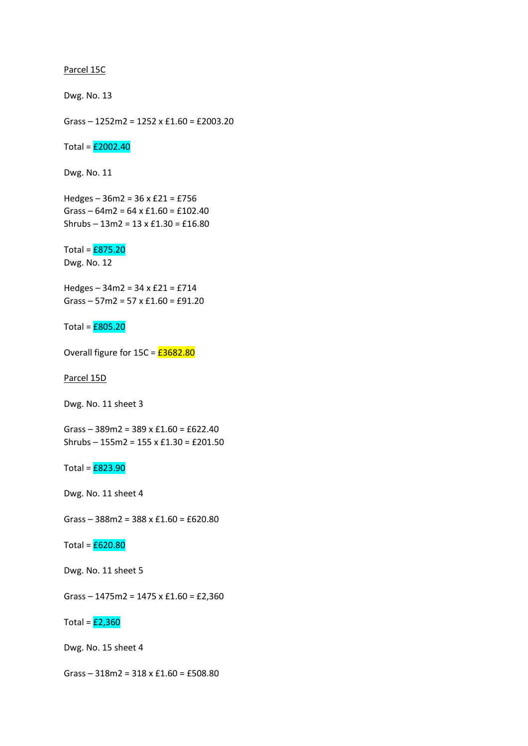<u>Parcel 15C</u>

Dwg. No. 13

Grass – 1252m2 = 1252 x £1.60 = £2003.20

Total = £2002.40

Dwg. No. 11

Hedges – 36m2 = 36 x £21 = £756  
Grass – 64m2 = 64 x £1.60 = £102.40  
Shrubs – 13m2 = 13 x £1.30 = £16.80

Total = £875.20  
Dwg. No. 12

Hedges – 34m2 = 34 x £21 = £714  
Grass – 57m2 = 57 x £1.60 = £91.20

Total = £805.20

Overall figure for 15C = £3682.80

<u>Parcel 15D</u>

Dwg. No. 11 sheet 3

Grass – 389m2 = 389 x £1.60 = £622.40  
Shrubs – 155m2 = 155 x £1.30 = £201.50

Total = £823.90

Dwg. No. 11 sheet 4

Grass – 388m2 = 388 x £1.60 = £620.80

Total = £620.80

Dwg. No. 11 sheet 5

Grass – 1475m2 = 1475 x £1.60 = £2,360

Total = £2,360

Dwg. No. 15 sheet 4

Grass – 318m2 = 318 x £1.60 = £508.80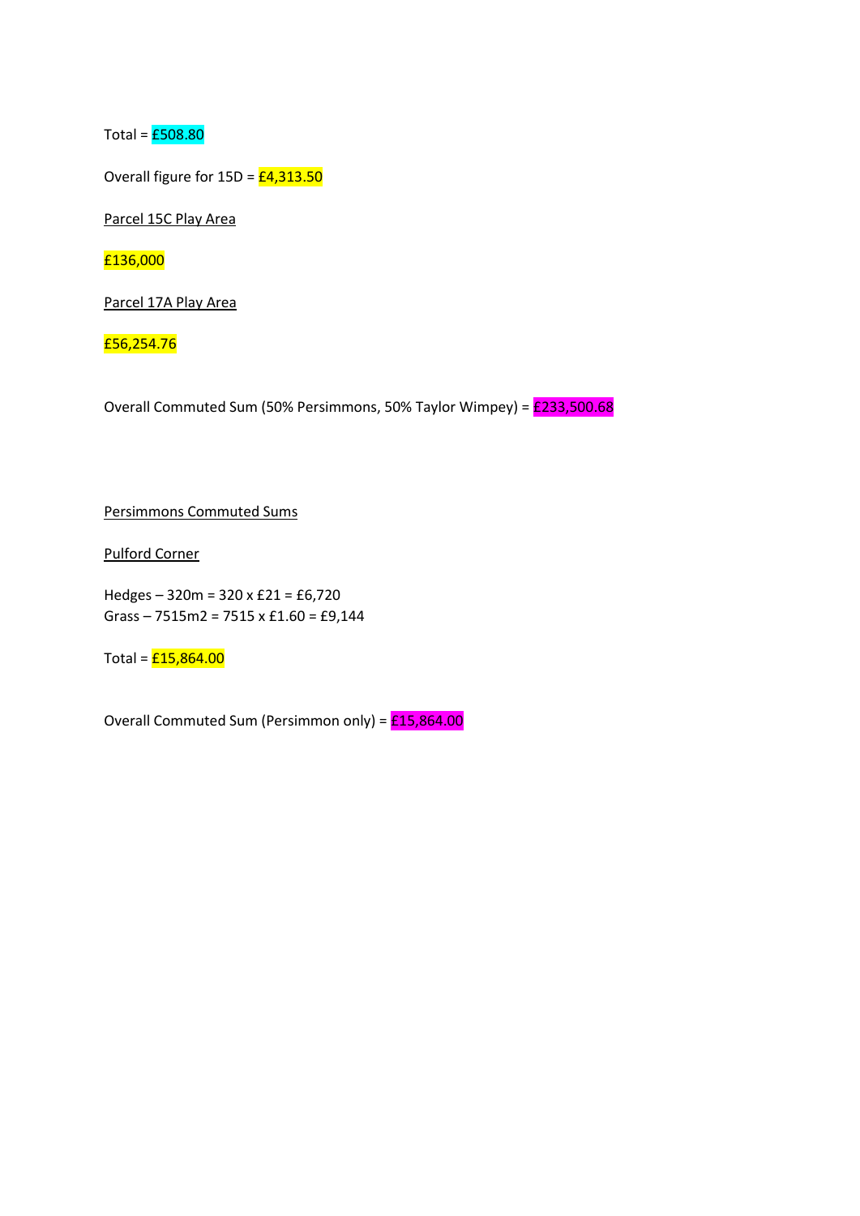Total = £508.80

Overall figure for 15D = £4,313.50

Parcel 15C Play Area

£136,000

Parcel 17A Play Area

£56,254.76

Overall Commuted Sum (50% Persimmons, 50% Taylor Wimpey) = £233,500.68

Persimmons Commuted Sums

Pulford Corner

Hedges – 320m = 320 x £21 = £6,720
Grass – 7515m2 = 7515 x £1.60 = £9,144

Total = £15,864.00

Overall Commuted Sum (Persimmon only) = £15,864.00